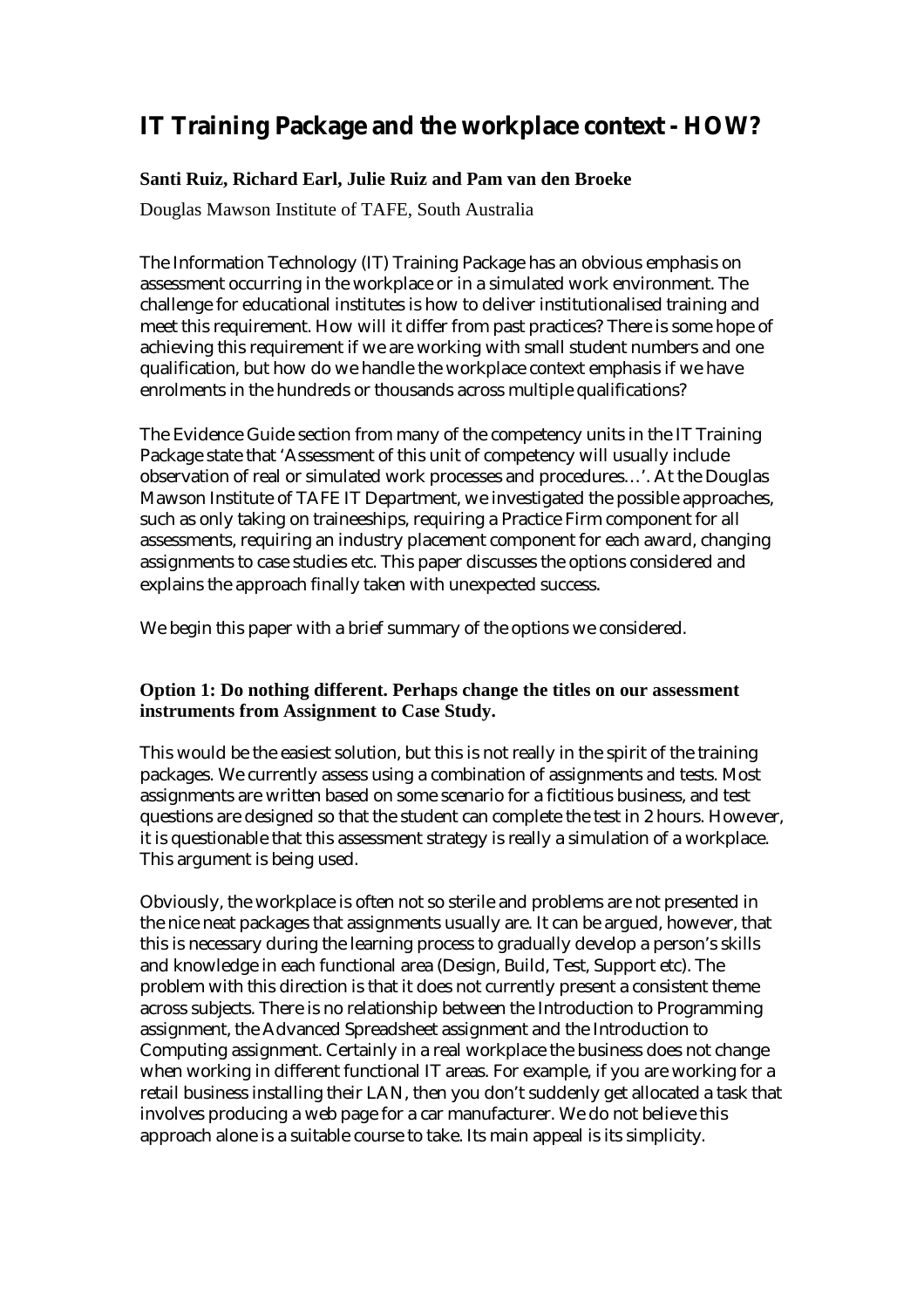# IT Training Package and the workplace context - HOW?

**Santi Ruiz, Richard Earl, Julie Ruiz and Pam van den Broeke**

Douglas Mawson Institute of TAFE, South Australia

The Information Technology (IT) Training Package has an obvious emphasis on assessment occurring in the workplace or in a simulated work environment. The challenge for educational institutes is how to deliver institutionalised training and meet this requirement. How will it differ from past practices? There is some hope of achieving this requirement if we are working with small student numbers and one qualification, but how do we handle the workplace context emphasis if we have enrolments in the hundreds or thousands across multiple qualifications?

The Evidence Guide section from many of the competency units in the IT Training Package state that 'Assessment of this unit of competency will usually include observation of real or simulated work processes and procedures…'. At the Douglas Mawson Institute of TAFE IT Department, we investigated the possible approaches, such as only taking on traineeships, requiring a Practice Firm component for all assessments, requiring an industry placement component for each award, changing assignments to case studies etc. This paper discusses the options considered and explains the approach finally taken with unexpected success.

We begin this paper with a brief summary of the options we considered.

### Option 1: Do nothing different. Perhaps change the titles on our assessment instruments from Assignment to Case Study.

This would be the easiest solution, but this is not really in the spirit of the training packages. We currently assess using a combination of assignments and tests. Most assignments are written based on some scenario for a fictitious business, and test questions are designed so that the student can complete the test in 2 hours. However, it is questionable that this assessment strategy is really a simulation of a workplace. This argument is being used.

Obviously, the workplace is often not so sterile and problems are not presented in the nice neat packages that assignments usually are. It can be argued, however, that this is necessary during the learning process to gradually develop a person's skills and knowledge in each functional area (Design, Build, Test, Support etc). The problem with this direction is that it does not currently present a consistent theme across subjects. There is no relationship between the Introduction to Programming assignment, the Advanced Spreadsheet assignment and the Introduction to Computing assignment. Certainly in a real workplace the business does not change when working in different functional IT areas. For example, if you are working for a retail business installing their LAN, then you don't suddenly get allocated a task that involves producing a web page for a car manufacturer. We do not believe this approach alone is a suitable course to take. Its main appeal is its simplicity.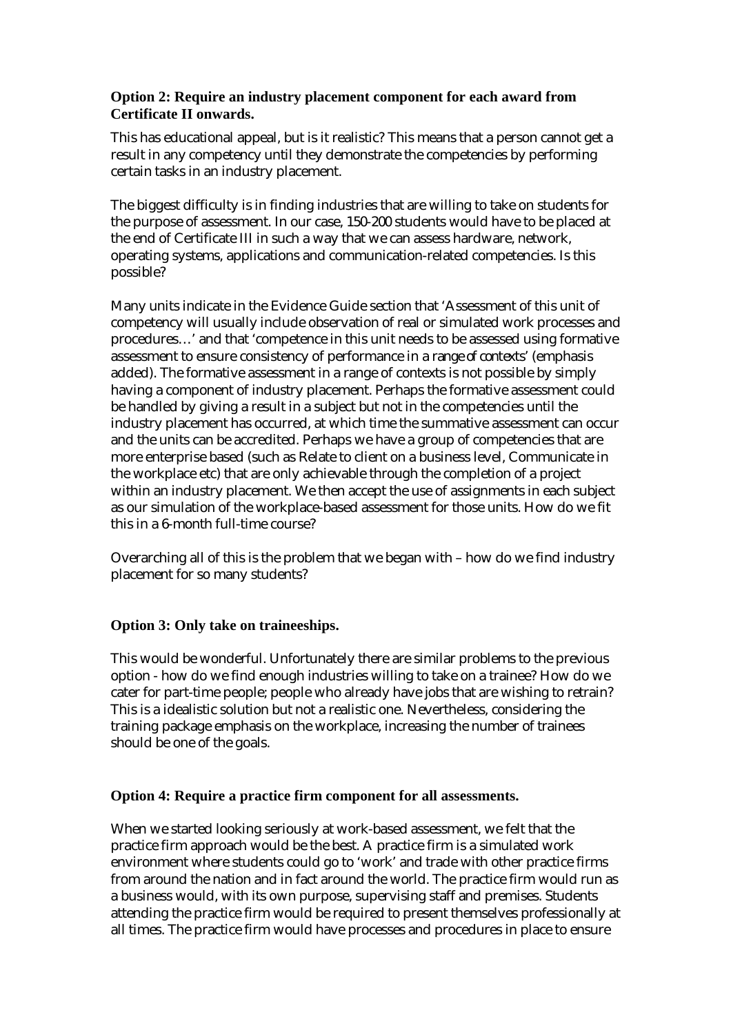### Option 2: Require an industry placement component for each award from Certificate II onwards.

This has educational appeal, but is it realistic? This means that a person cannot get a result in any competency until they demonstrate the competencies by performing certain tasks in an industry placement.

The biggest difficulty is in finding industries that are willing to take on students for the purpose of assessment. In our case, 150-200 students would have to be placed at the end of Certificate III in such a way that we can assess hardware, network, operating systems, applications and communication-related competencies. Is this possible?

Many units indicate in the Evidence Guide section that 'Assessment of this unit of competency will usually include observation of real or simulated work processes and procedures…' and that 'competence in this unit needs to be assessed using formative assessment to ensure consistency of performance in a *range of contexts*' (emphasis added). The formative assessment in a range of contexts is not possible by simply having a component of industry placement. Perhaps the formative assessment could be handled by giving a result in a subject but not in the competencies until the industry placement has occurred, at which time the summative assessment can occur and the units can be accredited. Perhaps we have a group of competencies that are more enterprise based (such as Relate to client on a business level, Communicate in the workplace etc) that are only achievable through the completion of a project within an industry placement. We then accept the use of assignments in each subject as our simulation of the workplace-based assessment for those units. How do we fit this in a 6-month full-time course?

Overarching all of this is the problem that we began with – how do we find industry placement for so many students?

### Option 3: Only take on traineeships.

This would be wonderful. Unfortunately there are similar problems to the previous option - how do we find enough industries willing to take on a trainee? How do we cater for part-time people; people who already have jobs that are wishing to retrain? This is a idealistic solution but not a realistic one. Nevertheless, considering the training package emphasis on the workplace, increasing the number of trainees should be one of the goals.

### Option 4: Require a practice firm component for all assessments.

When we started looking seriously at work-based assessment, we felt that the practice firm approach would be the best. A practice firm is a simulated work environment where students could go to 'work' and trade with other practice firms from around the nation and in fact around the world. The practice firm would run as a business would, with its own purpose, supervising staff and premises. Students attending the practice firm would be required to present themselves professionally at all times. The practice firm would have processes and procedures in place to ensure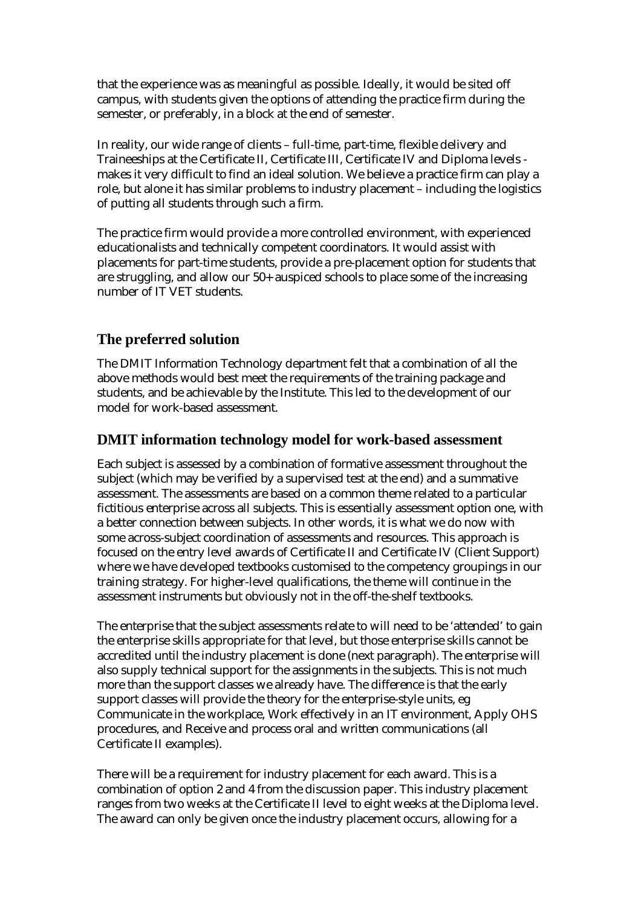that the experience was as meaningful as possible. Ideally, it would be sited off campus, with students given the options of attending the practice firm during the semester, or preferably, in a block at the end of semester.

In reality, our wide range of clients – full-time, part-time, flexible delivery and Traineeships at the Certificate II, Certificate III, Certificate IV and Diploma levels - makes it very difficult to find an ideal solution. We believe a practice firm can play a role, but alone it has similar problems to industry placement – including the logistics of putting all students through such a firm.

The practice firm would provide a more controlled environment, with experienced educationalists and technically competent coordinators. It would assist with placements for part-time students, provide a pre-placement option for students that are struggling, and allow our 50+ auspiced schools to place some of the increasing number of IT VET students.

## The preferred solution

The DMIT Information Technology department felt that a combination of all the above methods would best meet the requirements of the training package and students, and be achievable by the Institute. This led to the development of our model for work-based assessment.

## DMIT information technology model for work-based assessment

Each subject is assessed by a combination of formative assessment throughout the subject (which may be verified by a supervised test at the end) and a summative assessment. The assessments are based on a common theme related to a particular fictitious enterprise across all subjects. This is essentially assessment option one, with a better connection between subjects. In other words, it is what we do now with some across-subject coordination of assessments and resources. This approach is focused on the entry level awards of Certificate II and Certificate IV (Client Support) where we have developed textbooks customised to the competency groupings in our training strategy. For higher-level qualifications, the theme will continue in the assessment instruments but obviously not in the off-the-shelf textbooks.

The enterprise that the subject assessments relate to will need to be 'attended' to gain the enterprise skills appropriate for that level, but those enterprise skills cannot be accredited until the industry placement is done (next paragraph). The enterprise will also supply technical support for the assignments in the subjects. This is not much more than the support classes we already have. The difference is that the early support classes will provide the theory for the enterprise-style units, eg Communicate in the workplace, Work effectively in an IT environment, Apply OHS procedures, and Receive and process oral and written communications (all Certificate II examples).

There will be a requirement for industry placement for each award. This is a combination of option 2 and 4 from the discussion paper. This industry placement ranges from two weeks at the Certificate II level to eight weeks at the Diploma level. The award can only be given once the industry placement occurs, allowing for a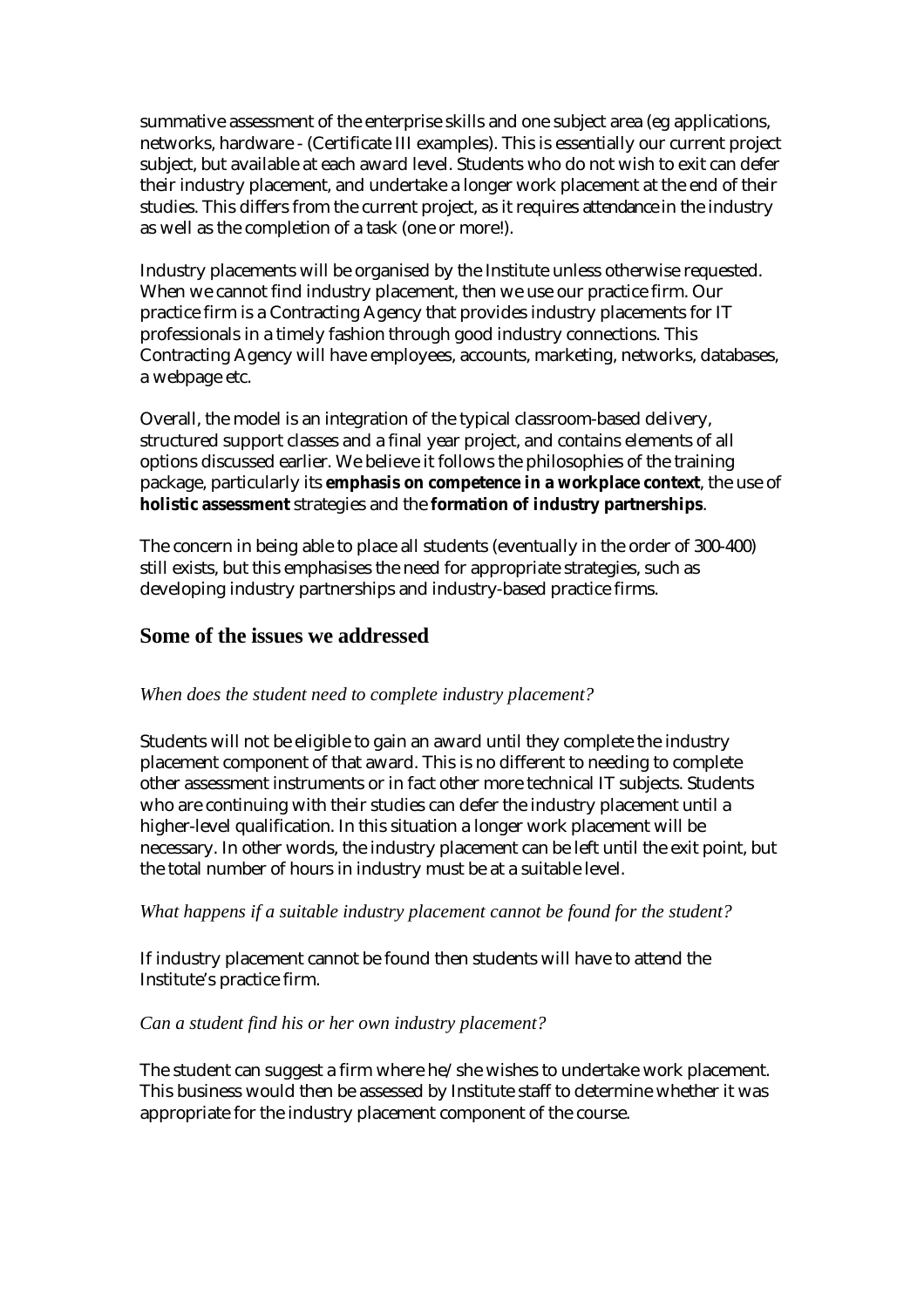summative assessment of the enterprise skills and one subject area (eg applications, networks, hardware - (Certificate III examples). This is essentially our current project subject, but available at each award level. Students who do not wish to exit can defer their industry placement, and undertake a longer work placement at the end of their studies. This differs from the current project, as it requires attendance in the industry as well as the completion of a task (one or more!).

Industry placements will be organised by the Institute unless otherwise requested. When we cannot find industry placement, then we use our practice firm. Our practice firm is a Contracting Agency that provides industry placements for IT professionals in a timely fashion through good industry connections. This Contracting Agency will have employees, accounts, marketing, networks, databases, a webpage etc.

Overall, the model is an integration of the typical classroom-based delivery, structured support classes and a final year project, and contains elements of all options discussed earlier. We believe it follows the philosophies of the training package, particularly its **emphasis on competence in a workplace context**, the use of **holistic assessment** strategies and the **formation of industry partnerships**.

The concern in being able to place all students (eventually in the order of 300-400) still exists, but this emphasises the need for appropriate strategies, such as developing industry partnerships and industry-based practice firms.

## Some of the issues we addressed

*When does the student need to complete industry placement?*

Students will not be eligible to gain an award until they complete the industry placement component of that award. This is no different to needing to complete other assessment instruments or in fact other more technical IT subjects. Students who are continuing with their studies can defer the industry placement until a higher-level qualification. In this situation a longer work placement will be necessary. In other words, the industry placement can be left until the exit point, but the total number of hours in industry must be at a suitable level.

*What happens if a suitable industry placement cannot be found for the student?*

If industry placement cannot be found then students will have to attend the Institute's practice firm.

*Can a student find his or her own industry placement?*

The student can suggest a firm where he/she wishes to undertake work placement. This business would then be assessed by Institute staff to determine whether it was appropriate for the industry placement component of the course.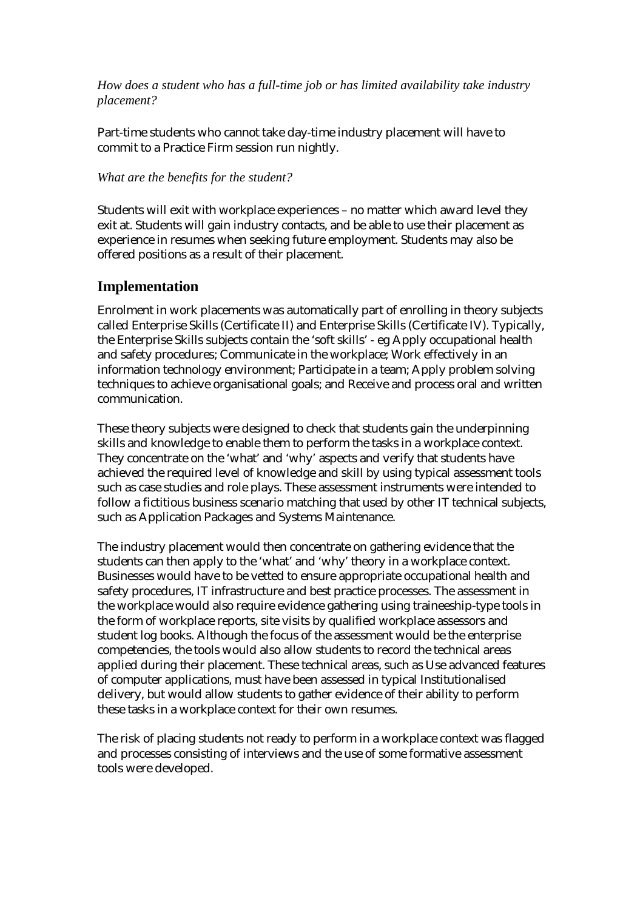*How does a student who has a full-time job or has limited availability take industry placement?*

Part-time students who cannot take day-time industry placement will have to commit to a Practice Firm session run nightly.

*What are the benefits for the student?*

Students will exit with workplace experiences – no matter which award level they exit at. Students will gain industry contacts, and be able to use their placement as experience in resumes when seeking future employment. Students may also be offered positions as a result of their placement.

## Implementation

Enrolment in work placements was automatically part of enrolling in theory subjects called Enterprise Skills (Certificate II) and Enterprise Skills (Certificate IV). Typically, the Enterprise Skills subjects contain the 'soft skills' - eg Apply occupational health and safety procedures; Communicate in the workplace; Work effectively in an information technology environment; Participate in a team; Apply problem solving techniques to achieve organisational goals; and Receive and process oral and written communication.

These theory subjects were designed to check that students gain the underpinning skills and knowledge to enable them to perform the tasks in a workplace context. They concentrate on the 'what' and 'why' aspects and verify that students have achieved the required level of knowledge and skill by using typical assessment tools such as case studies and role plays. These assessment instruments were intended to follow a fictitious business scenario matching that used by other IT technical subjects, such as Application Packages and Systems Maintenance.

The industry placement would then concentrate on gathering evidence that the students can then apply to the 'what' and 'why' theory in a workplace context. Businesses would have to be vetted to ensure appropriate occupational health and safety procedures, IT infrastructure and best practice processes. The assessment in the workplace would also require evidence gathering using traineeship-type tools in the form of workplace reports, site visits by qualified workplace assessors and student log books. Although the focus of the assessment would be the enterprise competencies, the tools would also allow students to record the technical areas applied during their placement. These technical areas, such as Use advanced features of computer applications, must have been assessed in typical Institutionalised delivery, but would allow students to gather evidence of their ability to perform these tasks in a workplace context for their own resumes.

The risk of placing students not ready to perform in a workplace context was flagged and processes consisting of interviews and the use of some formative assessment tools were developed.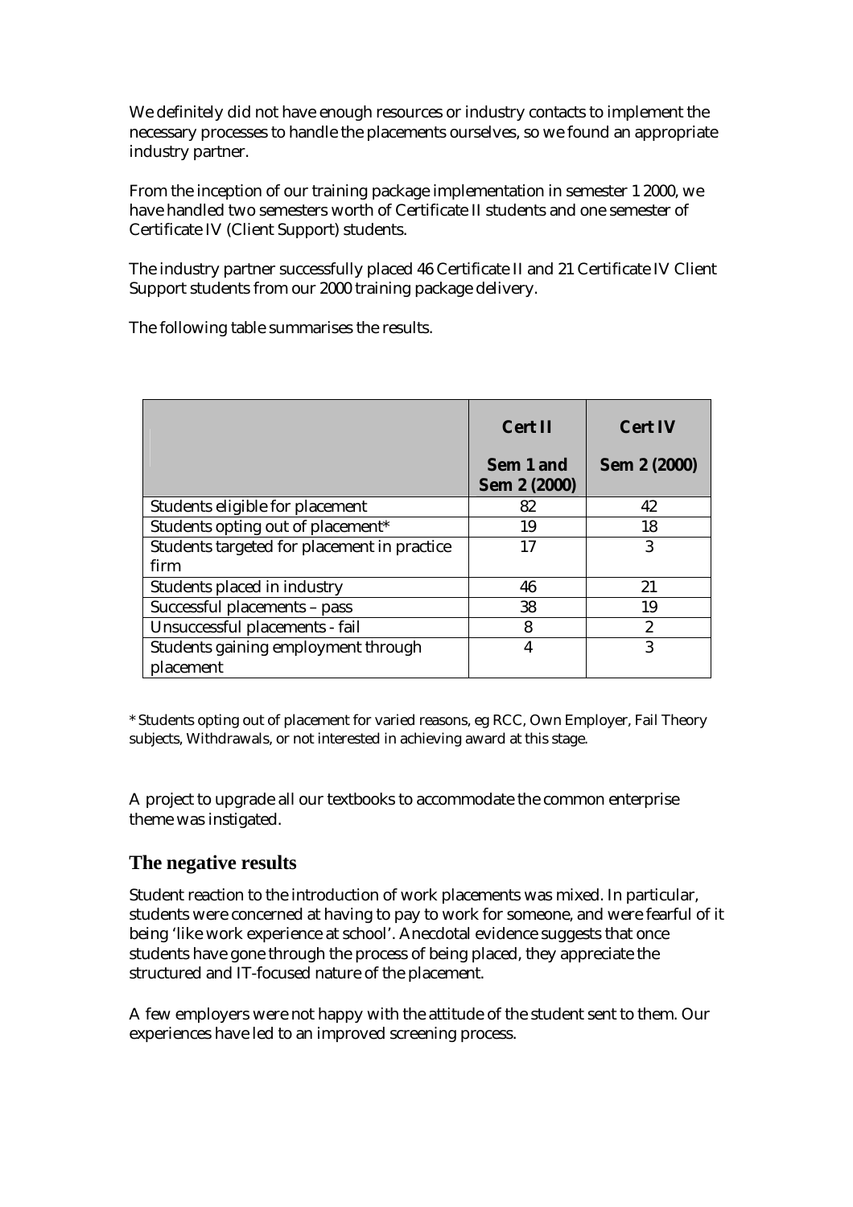We definitely did not have enough resources or industry contacts to implement the necessary processes to handle the placements ourselves, so we found an appropriate industry partner.

From the inception of our training package implementation in semester 1 2000, we have handled two semesters worth of Certificate II students and one semester of Certificate IV (Client Support) students.

The industry partner successfully placed 46 Certificate II and 21 Certificate IV Client Support students from our 2000 training package delivery.

The following table summarises the results.

| | **Cert II**<br><br>**Sem 1 and Sem 2 (2000)** | **Cert IV**<br><br>**Sem 2 (2000)** |
|---|---|---|
| Students eligible for placement | 82 | 42 |
| Students opting out of placement* | 19 | 18 |
| Students targeted for placement in practice firm | 17 | 3 |
| Students placed in industry | 46 | 21 |
| Successful placements – pass | 38 | 19 |
| Unsuccessful placements - fail | 8 | 2 |
| Students gaining employment through placement | 4 | 3 |

* Students opting out of placement for varied reasons, eg RCC, Own Employer, Fail Theory subjects, Withdrawals, or not interested in achieving award at this stage.

A project to upgrade all our textbooks to accommodate the common enterprise theme was instigated.

## The negative results

Student reaction to the introduction of work placements was mixed. In particular, students were concerned at having to pay to work for someone, and were fearful of it being 'like work experience at school'. Anecdotal evidence suggests that once students have gone through the process of being placed, they appreciate the structured and IT-focused nature of the placement.

A few employers were not happy with the attitude of the student sent to them. Our experiences have led to an improved screening process.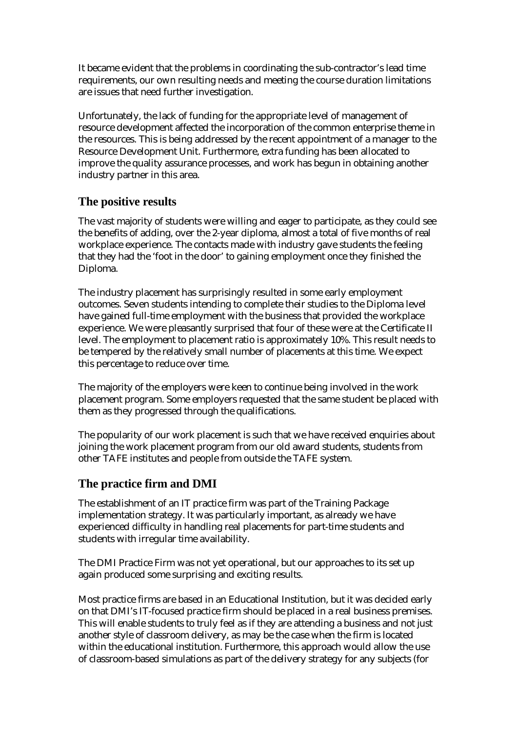It became evident that the problems in coordinating the sub-contractor's lead time requirements, our own resulting needs and meeting the course duration limitations are issues that need further investigation.

Unfortunately, the lack of funding for the appropriate level of management of resource development affected the incorporation of the common enterprise theme in the resources. This is being addressed by the recent appointment of a manager to the Resource Development Unit. Furthermore, extra funding has been allocated to improve the quality assurance processes, and work has begun in obtaining another industry partner in this area.

## The positive results

The vast majority of students were willing and eager to participate, as they could see the benefits of adding, over the 2-year diploma, almost a total of five months of real workplace experience. The contacts made with industry gave students the feeling that they had the 'foot in the door' to gaining employment once they finished the Diploma.

The industry placement has surprisingly resulted in some early employment outcomes. Seven students intending to complete their studies to the Diploma level have gained full-time employment with the business that provided the workplace experience. We were pleasantly surprised that four of these were at the Certificate II level. The employment to placement ratio is approximately 10%. This result needs to be tempered by the relatively small number of placements at this time. We expect this percentage to reduce over time.

The majority of the employers were keen to continue being involved in the work placement program. Some employers requested that the same student be placed with them as they progressed through the qualifications.

The popularity of our work placement is such that we have received enquiries about joining the work placement program from our old award students, students from other TAFE institutes and people from outside the TAFE system.

## The practice firm and DMI

The establishment of an IT practice firm was part of the Training Package implementation strategy. It was particularly important, as already we have experienced difficulty in handling real placements for part-time students and students with irregular time availability.

The DMI Practice Firm was not yet operational, but our approaches to its set up again produced some surprising and exciting results.

Most practice firms are based in an Educational Institution, but it was decided early on that DMI's IT-focused practice firm should be placed in a real business premises. This will enable students to truly feel as if they are attending a business and not just another style of classroom delivery, as may be the case when the firm is located within the educational institution. Furthermore, this approach would allow the use of classroom-based simulations as part of the delivery strategy for any subjects (for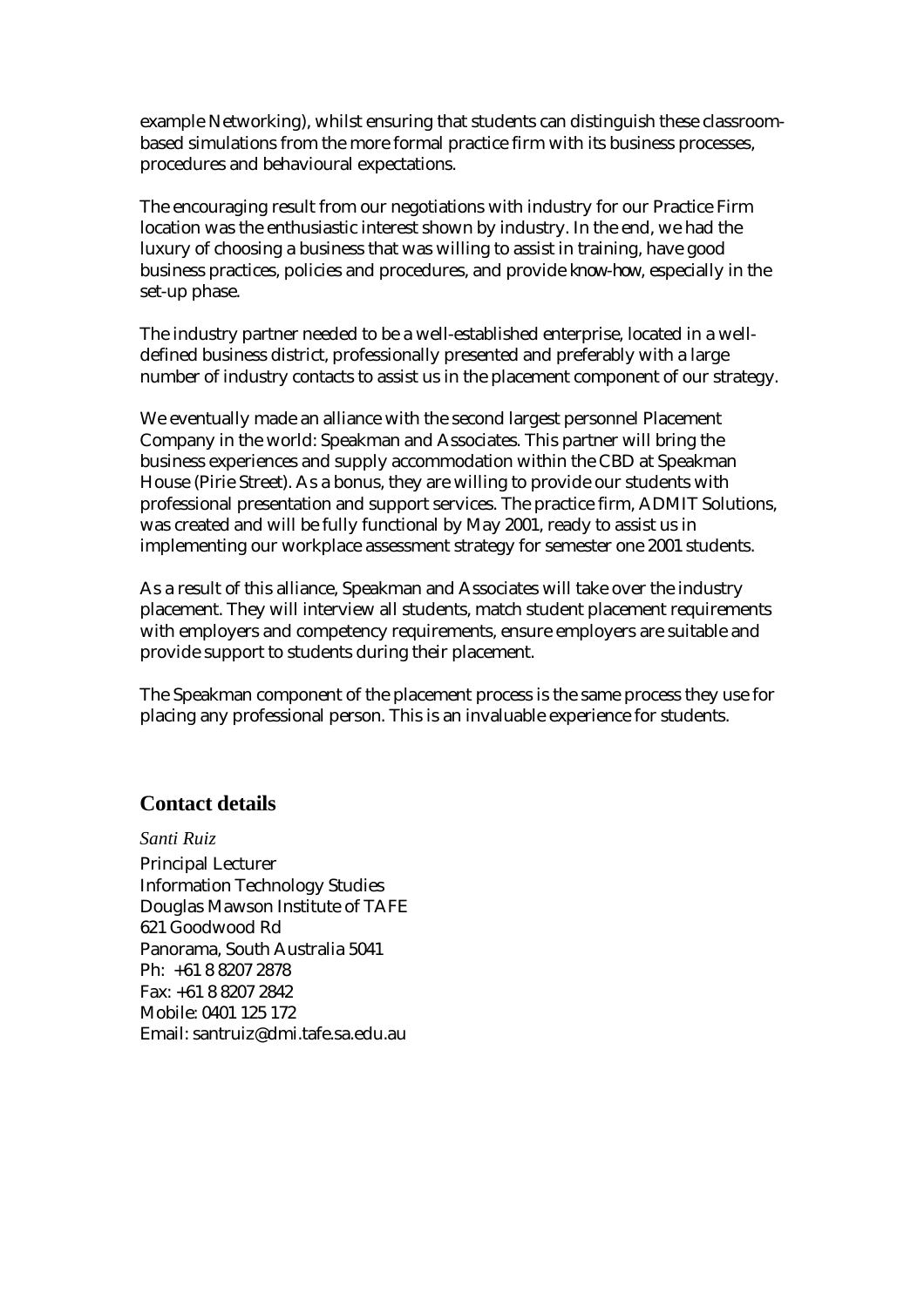example Networking), whilst ensuring that students can distinguish these classroom-based simulations from the more formal practice firm with its business processes, procedures and behavioural expectations.

The encouraging result from our negotiations with industry for our Practice Firm location was the enthusiastic interest shown by industry. In the end, we had the luxury of choosing a business that was willing to assist in training, have good business practices, policies and procedures, and provide know-how, especially in the set-up phase.

The industry partner needed to be a well-established enterprise, located in a well-defined business district, professionally presented and preferably with a large number of industry contacts to assist us in the placement component of our strategy.

We eventually made an alliance with the second largest personnel Placement Company in the world: Speakman and Associates. This partner will bring the business experiences and supply accommodation within the CBD at Speakman House (Pirie Street). As a bonus, they are willing to provide our students with professional presentation and support services. The practice firm, ADMIT Solutions, was created and will be fully functional by May 2001, ready to assist us in implementing our workplace assessment strategy for semester one 2001 students.

As a result of this alliance, Speakman and Associates will take over the industry placement. They will interview all students, match student placement requirements with employers and competency requirements, ensure employers are suitable and provide support to students during their placement.

The Speakman component of the placement process is the same process they use for placing any professional person. This is an invaluable experience for students.

## Contact details

*Santi Ruiz*

Principal Lecturer
Information Technology Studies
Douglas Mawson Institute of TAFE
621 Goodwood Rd
Panorama, South Australia 5041
Ph: +61 8 8207 2878
Fax: +61 8 8207 2842
Mobile: 0401 125 172
Email: santruiz@dmi.tafe.sa.edu.au